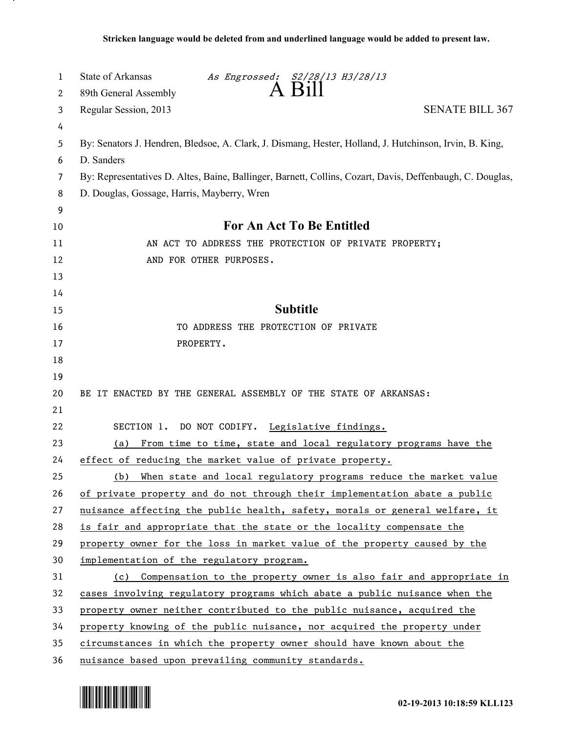**Stricken language would be deleted from and underlined language would be added to present law.**

State of Arkansas *As Engrossed: S2/28/13 H3/28/13*
89th General Assembly
Regular Session, 2013

# A Bill

SENATE BILL 367

By: Senators J. Hendren, Bledsoe, A. Clark, J. Dismang, Hester, Holland, J. Hutchinson, Irvin, B. King, D. Sanders

By: Representatives D. Altes, Baine, Ballinger, Barnett, Collins, Cozart, Davis, Deffenbaugh, C. Douglas, D. Douglas, Gossage, Harris, Mayberry, Wren

## For An Act To Be Entitled

AN ACT TO ADDRESS THE PROTECTION OF PRIVATE PROPERTY; AND FOR OTHER PURPOSES.

## Subtitle

TO ADDRESS THE PROTECTION OF PRIVATE PROPERTY.

BE IT ENACTED BY THE GENERAL ASSEMBLY OF THE STATE OF ARKANSAS:

SECTION 1. DO NOT CODIFY. Legislative findings.

(a) From time to time, state and local regulatory programs have the effect of reducing the market value of private property.

(b) When state and local regulatory programs reduce the market value of private property and do not through their implementation abate a public nuisance affecting the public health, safety, morals or general welfare, it is fair and appropriate that the state or the locality compensate the property owner for the loss in market value of the property caused by the implementation of the regulatory program.

(c) Compensation to the property owner is also fair and appropriate in cases involving regulatory programs which abate a public nuisance when the property owner neither contributed to the public nuisance, acquired the property knowing of the public nuisance, nor acquired the property under circumstances in which the property owner should have known about the nuisance based upon prevailing community standards.

02-19-2013 10:18:59 KLL123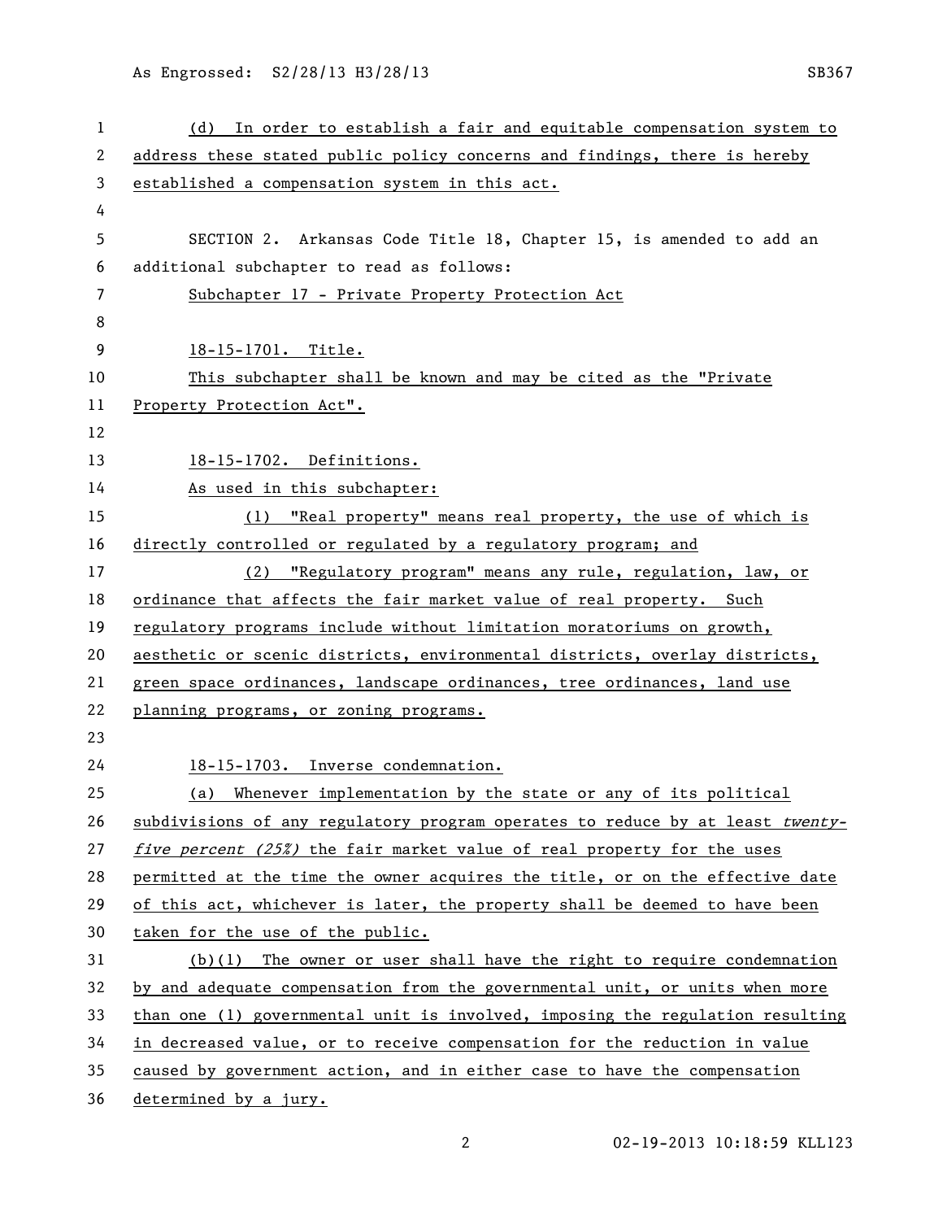(d) In order to establish a fair and equitable compensation system to address these stated public policy concerns and findings, there is hereby established a compensation system in this act.

SECTION 2. Arkansas Code Title 18, Chapter 15, is amended to add an additional subchapter to read as follows:

Subchapter 17 - Private Property Protection Act

18-15-1701. Title.

This subchapter shall be known and may be cited as the "Private Property Protection Act".

18-15-1702. Definitions.

As used in this subchapter:

(1) "Real property" means real property, the use of which is directly controlled or regulated by a regulatory program; and

(2) "Regulatory program" means any rule, regulation, law, or ordinance that affects the fair market value of real property. Such regulatory programs include without limitation moratoriums on growth, aesthetic or scenic districts, environmental districts, overlay districts, green space ordinances, landscape ordinances, tree ordinances, land use planning programs, or zoning programs.

18-15-1703. Inverse condemnation.

(a) Whenever implementation by the state or any of its political subdivisions of any regulatory program operates to reduce by at least *twenty-five percent (25%)* the fair market value of real property for the uses permitted at the time the owner acquires the title, or on the effective date of this act, whichever is later, the property shall be deemed to have been taken for the use of the public.

(b)(1) The owner or user shall have the right to require condemnation by and adequate compensation from the governmental unit, or units when more than one (1) governmental unit is involved, imposing the regulation resulting in decreased value, or to receive compensation for the reduction in value caused by government action, and in either case to have the compensation determined by a jury.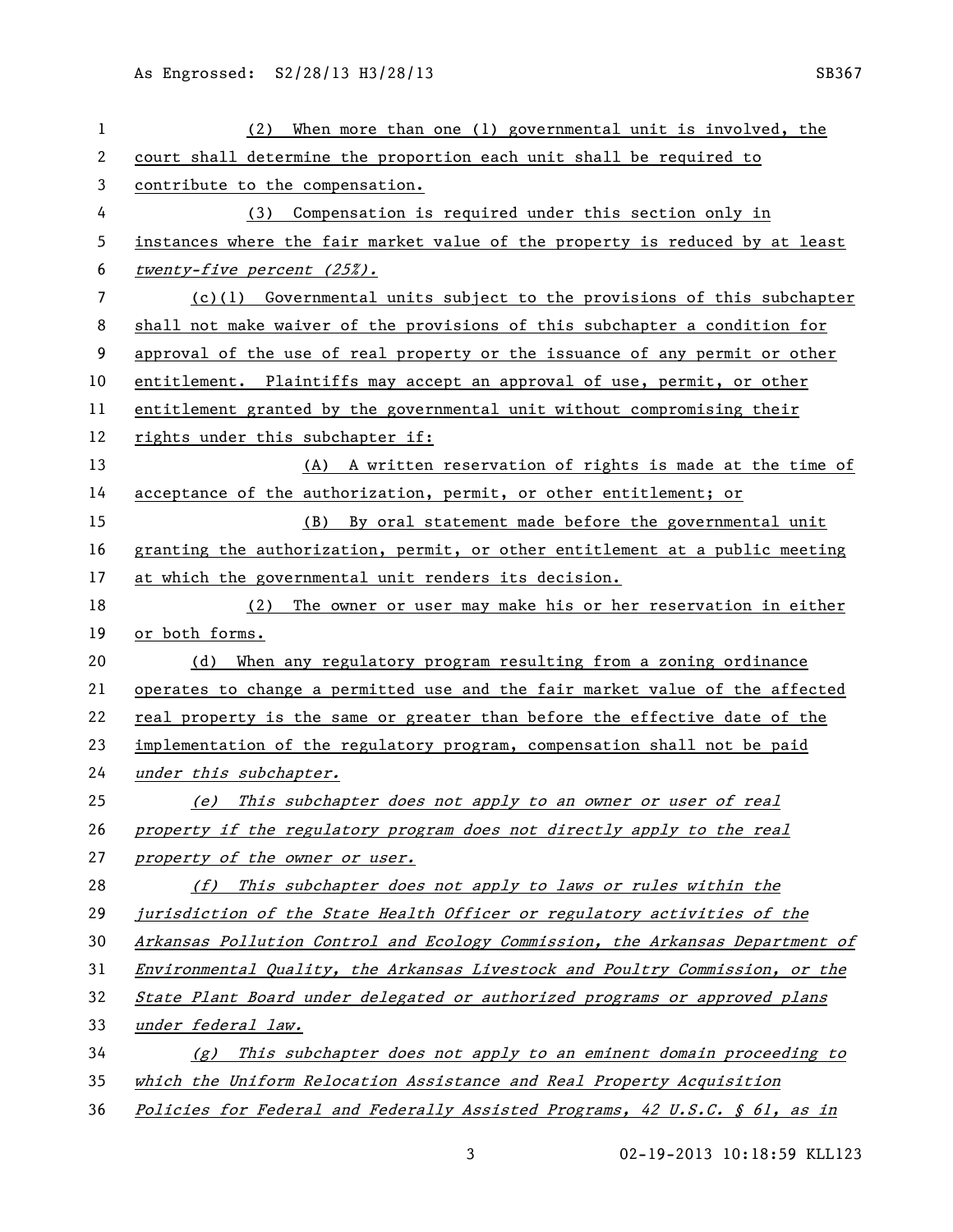(2) When more than one (1) governmental unit is involved, the court shall determine the proportion each unit shall be required to contribute to the compensation.

(3) Compensation is required under this section only in instances where the fair market value of the property is reduced by at least *twenty-five percent (25%).*

(c)(1) Governmental units subject to the provisions of this subchapter shall not make waiver of the provisions of this subchapter a condition for approval of the use of real property or the issuance of any permit or other entitlement. Plaintiffs may accept an approval of use, permit, or other entitlement granted by the governmental unit without compromising their rights under this subchapter if:

(A) A written reservation of rights is made at the time of acceptance of the authorization, permit, or other entitlement; or

(B) By oral statement made before the governmental unit granting the authorization, permit, or other entitlement at a public meeting at which the governmental unit renders its decision.

(2) The owner or user may make his or her reservation in either or both forms.

(d) When any regulatory program resulting from a zoning ordinance operates to change a permitted use and the fair market value of the affected real property is the same or greater than before the effective date of the implementation of the regulatory program, compensation shall not be paid *under this subchapter.*

*(e) This subchapter does not apply to an owner or user of real property if the regulatory program does not directly apply to the real property of the owner or user.*

*(f) This subchapter does not apply to laws or rules within the jurisdiction of the State Health Officer or regulatory activities of the Arkansas Pollution Control and Ecology Commission, the Arkansas Department of Environmental Quality, the Arkansas Livestock and Poultry Commission, or the State Plant Board under delegated or authorized programs or approved plans under federal law.*

*(g) This subchapter does not apply to an eminent domain proceeding to which the Uniform Relocation Assistance and Real Property Acquisition Policies for Federal and Federally Assisted Programs, 42 U.S.C. § 61, as in*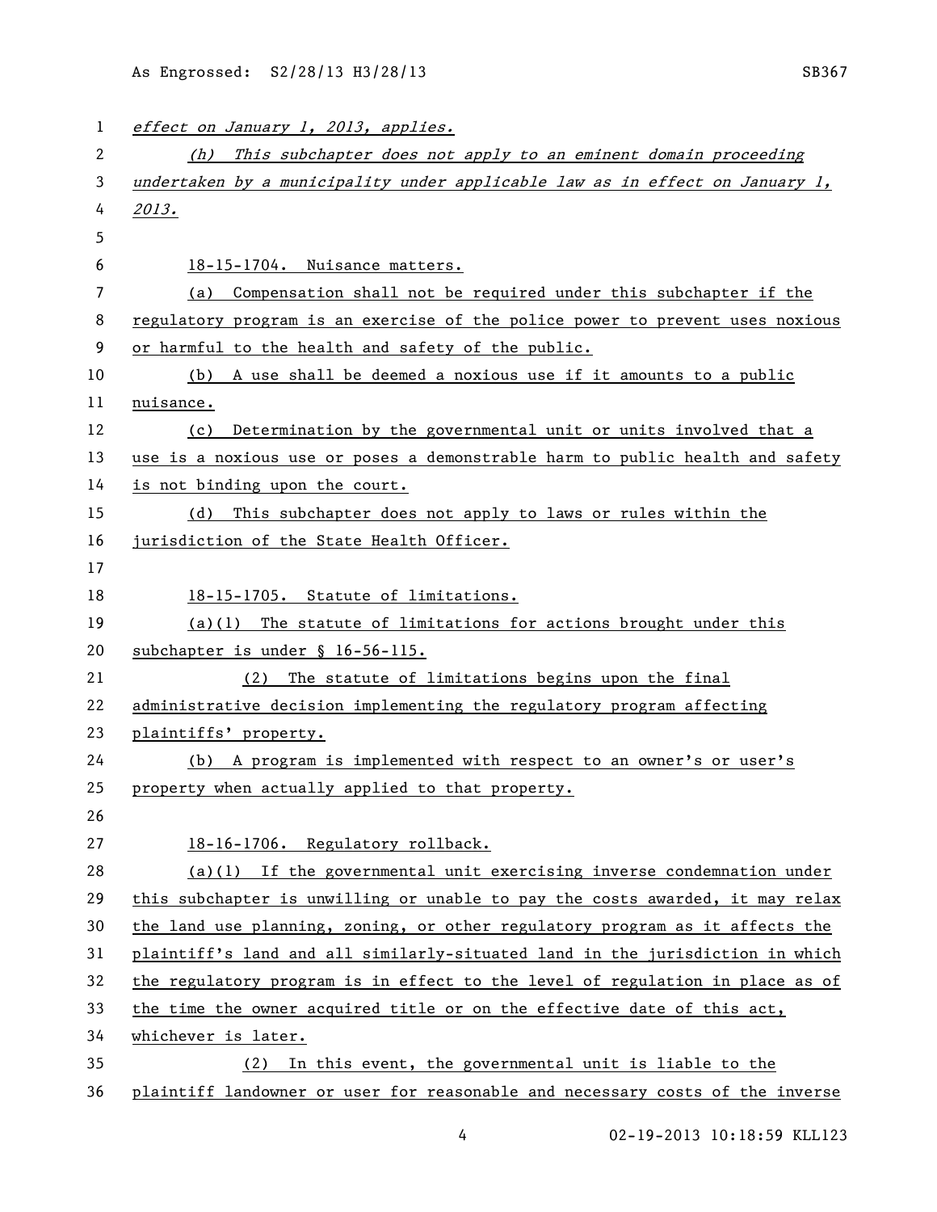*effect on January 1, 2013, applies.*

*(h) This subchapter does not apply to an eminent domain proceeding undertaken by a municipality under applicable law as in effect on January 1, 2013.*

18-15-1704. Nuisance matters.

(a) Compensation shall not be required under this subchapter if the regulatory program is an exercise of the police power to prevent uses noxious or harmful to the health and safety of the public.

(b) A use shall be deemed a noxious use if it amounts to a public nuisance.

(c) Determination by the governmental unit or units involved that a use is a noxious use or poses a demonstrable harm to public health and safety is not binding upon the court.

(d) This subchapter does not apply to laws or rules within the jurisdiction of the State Health Officer.

18-15-1705. Statute of limitations.

(a)(1) The statute of limitations for actions brought under this subchapter is under § 16-56-115.

(2) The statute of limitations begins upon the final administrative decision implementing the regulatory program affecting plaintiffs' property.

(b) A program is implemented with respect to an owner's or user's property when actually applied to that property.

18-16-1706. Regulatory rollback.

(a)(1) If the governmental unit exercising inverse condemnation under this subchapter is unwilling or unable to pay the costs awarded, it may relax the land use planning, zoning, or other regulatory program as it affects the plaintiff's land and all similarly-situated land in the jurisdiction in which the regulatory program is in effect to the level of regulation in place as of the time the owner acquired title or on the effective date of this act, whichever is later.

(2) In this event, the governmental unit is liable to the plaintiff landowner or user for reasonable and necessary costs of the inverse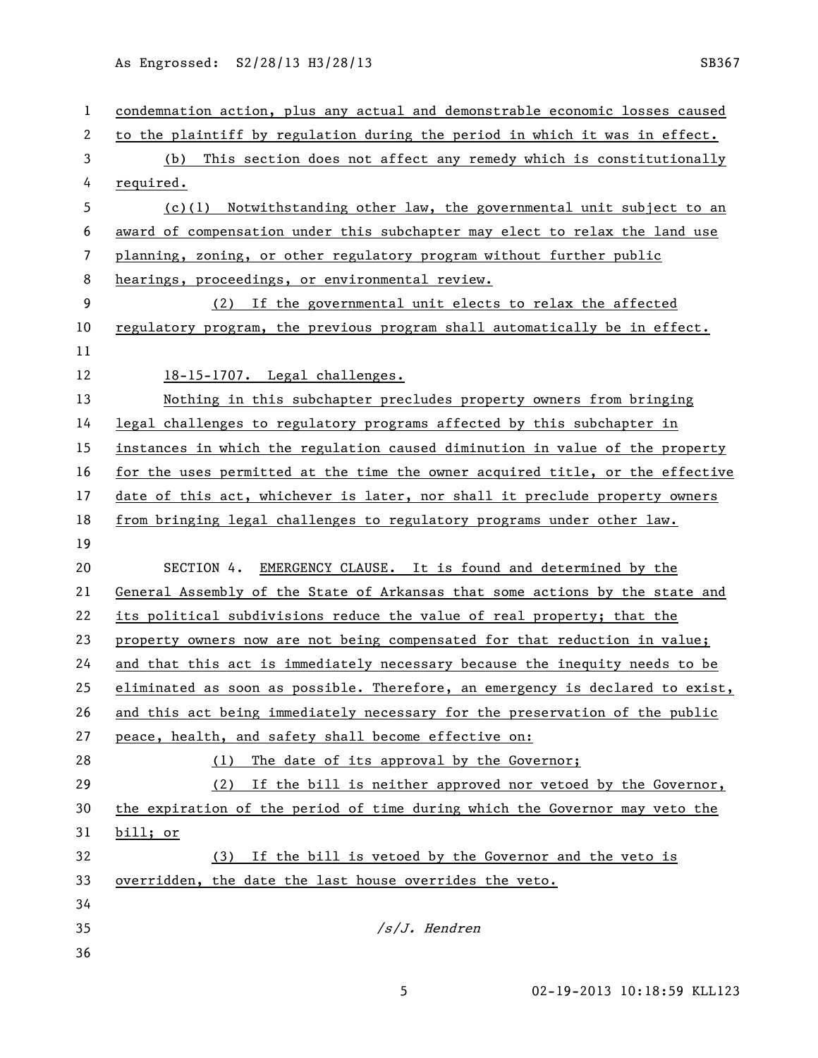condemnation action, plus any actual and demonstrable economic losses caused to the plaintiff by regulation during the period in which it was in effect.

(b) This section does not affect any remedy which is constitutionally required.

(c)(1) Notwithstanding other law, the governmental unit subject to an award of compensation under this subchapter may elect to relax the land use planning, zoning, or other regulatory program without further public hearings, proceedings, or environmental review.

(2) If the governmental unit elects to relax the affected regulatory program, the previous program shall automatically be in effect.

18-15-1707. Legal challenges.

Nothing in this subchapter precludes property owners from bringing legal challenges to regulatory programs affected by this subchapter in instances in which the regulation caused diminution in value of the property for the uses permitted at the time the owner acquired title, or the effective date of this act, whichever is later, nor shall it preclude property owners from bringing legal challenges to regulatory programs under other law.

SECTION 4. EMERGENCY CLAUSE. It is found and determined by the General Assembly of the State of Arkansas that some actions by the state and its political subdivisions reduce the value of real property; that the property owners now are not being compensated for that reduction in value; and that this act is immediately necessary because the inequity needs to be eliminated as soon as possible. Therefore, an emergency is declared to exist, and this act being immediately necessary for the preservation of the public peace, health, and safety shall become effective on:

(1) The date of its approval by the Governor;

(2) If the bill is neither approved nor vetoed by the Governor, the expiration of the period of time during which the Governor may veto the bill; or

(3) If the bill is vetoed by the Governor and the veto is overridden, the date the last house overrides the veto.

*/s/J. Hendren*